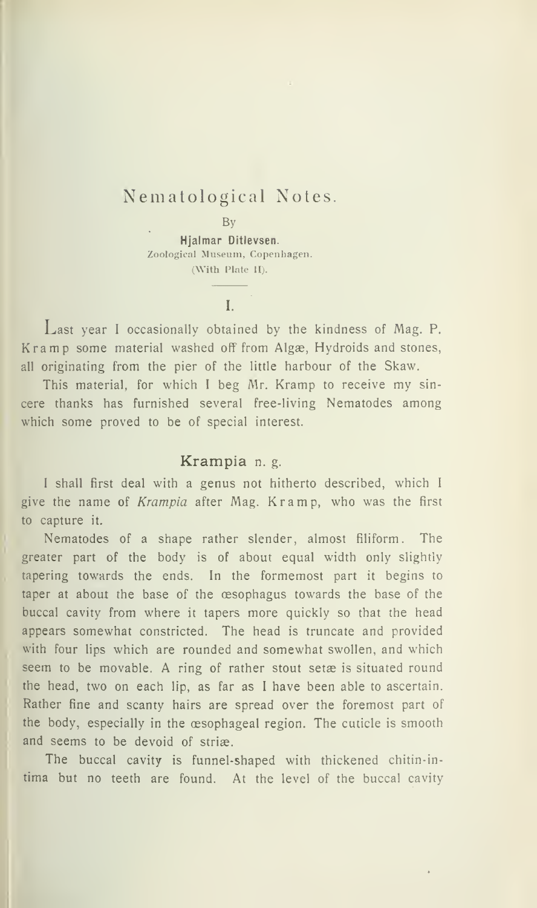# Nematological Notes.

By

**Hjalmar Ditlevsen.**
Zoological Museum, Copenhagen.
(With Plate II).

## I.

Last year I occasionally obtained by the kindness of Mag. P. Kramp some material washed off from Algæ, Hydroids and stones, all originating from the pier of the little harbour of the Skaw.

This material, for which I beg Mr. Kramp to receive my sincere thanks has furnished several free-living Nematodes among which some proved to be of special interest.

### Krampia n. g.

I shall first deal with a genus not hitherto described, which I give the name of *Krampia* after Mag. Kramp, who was the first to capture it.

Nematodes of a shape rather slender, almost filiform. The greater part of the body is of about equal width only slightly tapering towards the ends. In the foremost part it begins to taper at about the base of the œsophagus towards the base of the buccal cavity from where it tapers more quickly so that the head appears somewhat constricted. The head is truncate and provided with four lips which are rounded and somewhat swollen, and which seem to be movable. A ring of rather stout setæ is situated round the head, two on each lip, as far as I have been able to ascertain. Rather fine and scanty hairs are spread over the foremost part of the body, especially in the œsophageal region. The cuticle is smooth and seems to be devoid of striæ.

The buccal cavity is funnel-shaped with thickened chitin-intima but no teeth are found. At the level of the buccal cavity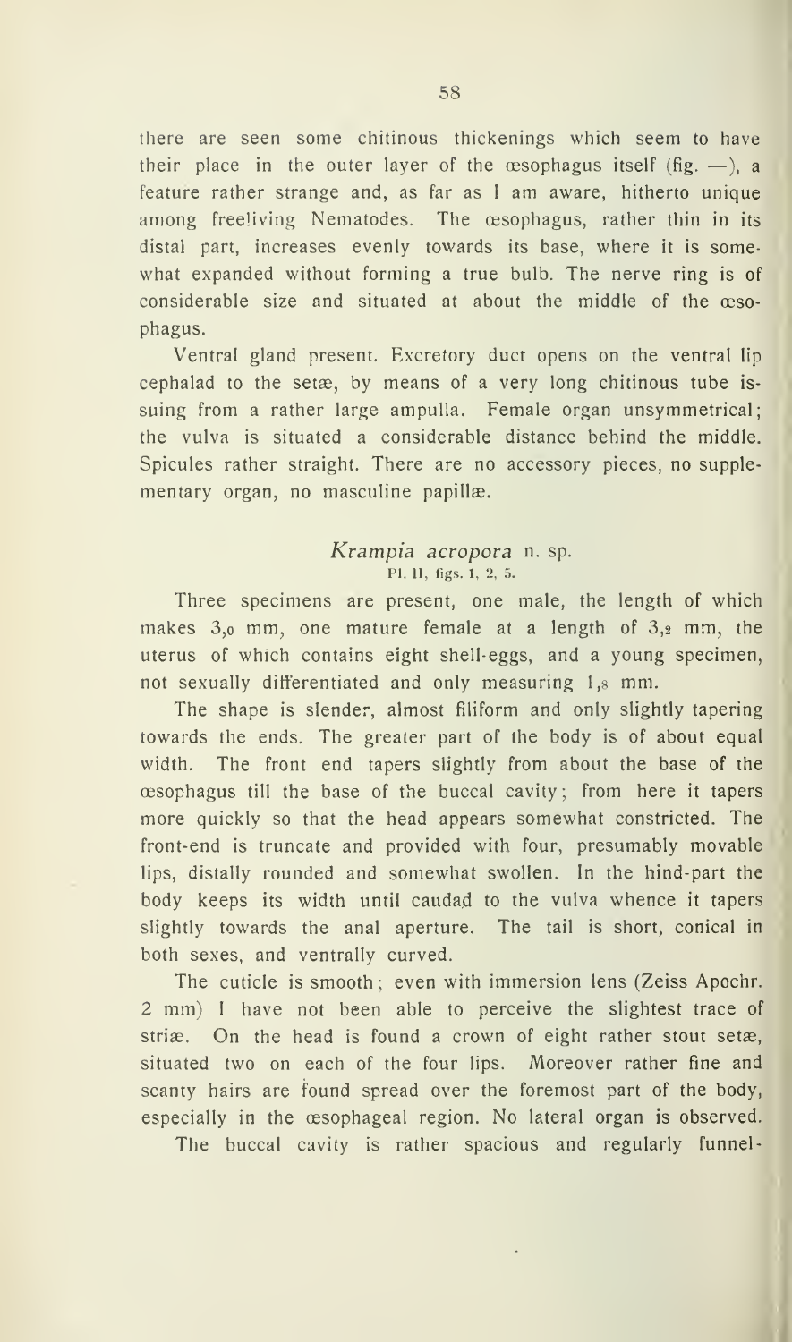there are seen some chitinous thickenings which seem to have their place in the outer layer of the œsophagus itself (fig. —), a feature rather strange and, as far as I am aware, hitherto unique among freeliving Nematodes. The œsophagus, rather thin in its distal part, increases evenly towards its base, where it is somewhat expanded without forming a true bulb. The nerve ring is of considerable size and situated at about the middle of the œsophagus.

Ventral gland present. Excretory duct opens on the ventral lip cephalad to the setæ, by means of a very long chitinous tube issuing from a rather large ampulla. Female organ unsymmetrical; the vulva is situated a considerable distance behind the middle. Spicules rather straight. There are no accessory pieces, no supplementary organ, no masculine papillæ.

### *Krampia acropora* n. sp.

Pl. II, figs. 1, 2, 5.

Three specimens are present, one male, the length of which makes 3,0 mm, one mature female at a length of 3,2 mm, the uterus of which contains eight shell-eggs, and a young specimen, not sexually differentiated and only measuring 1,8 mm.

The shape is slender, almost filiform and only slightly tapering towards the ends. The greater part of the body is of about equal width. The front end tapers slightly from about the base of the œsophagus till the base of the buccal cavity; from here it tapers more quickly so that the head appears somewhat constricted. The front-end is truncate and provided with four, presumably movable lips, distally rounded and somewhat swollen. In the hind-part the body keeps its width until caudad to the vulva whence it tapers slightly towards the anal aperture. The tail is short, conical in both sexes, and ventrally curved.

The cuticle is smooth; even with immersion lens (Zeiss Apochr. 2 mm) I have not been able to perceive the slightest trace of striæ. On the head is found a crown of eight rather stout setæ, situated two on each of the four lips. Moreover rather fine and scanty hairs are found spread over the foremost part of the body, especially in the œsophageal region. No lateral organ is observed.

The buccal cavity is rather spacious and regularly funnel-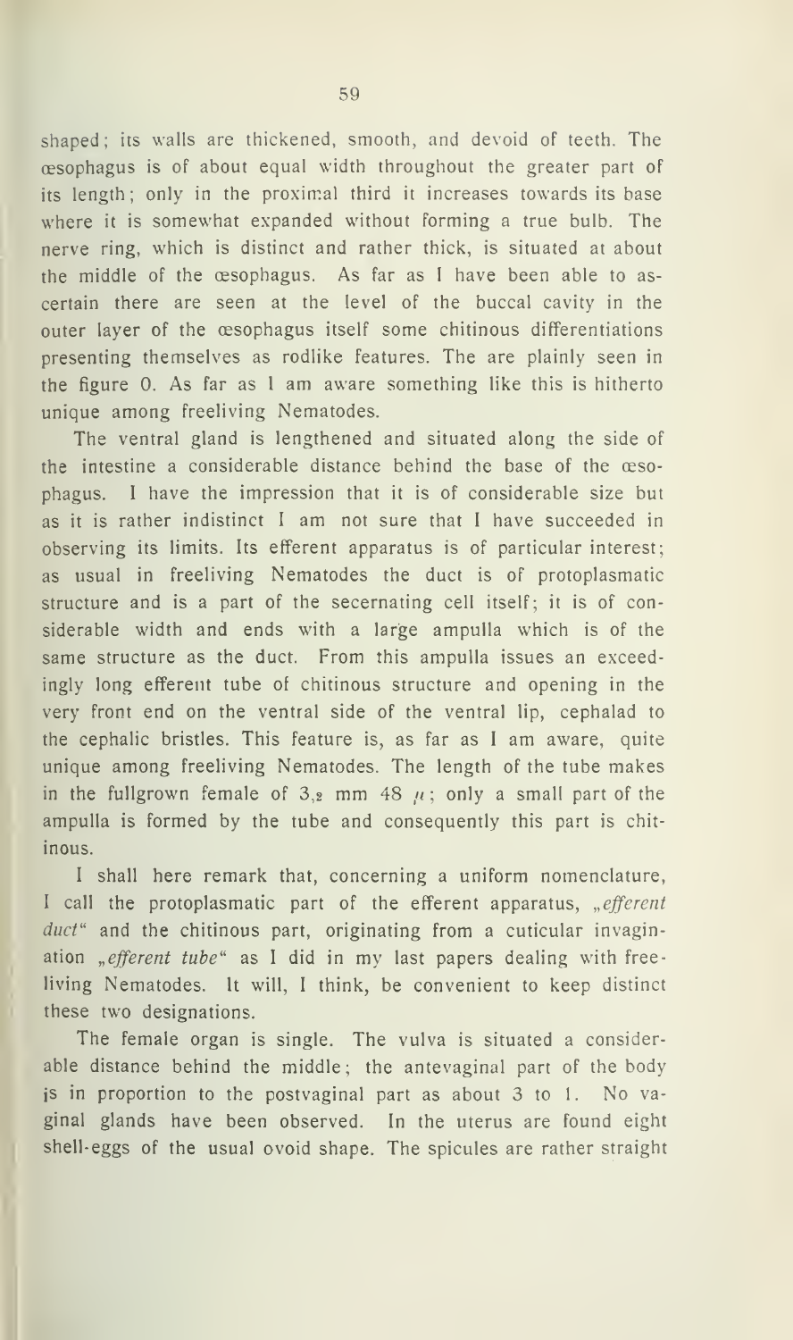shaped; its walls are thickened, smooth, and devoid of teeth. The œsophagus is of about equal width throughout the greater part of its length; only in the proximal third it increases towards its base where it is somewhat expanded without forming a true bulb. The nerve ring, which is distinct and rather thick, is situated at about the middle of the œsophagus. As far as I have been able to ascertain there are seen at the level of the buccal cavity in the outer layer of the œsophagus itself some chitinous differentiations presenting themselves as rodlike features. The are plainly seen in the figure 0. As far as I am aware something like this is hitherto unique among freeliving Nematodes.

The ventral gland is lengthened and situated along the side of the intestine a considerable distance behind the base of the œsophagus. I have the impression that it is of considerable size but as it is rather indistinct I am not sure that I have succeeded in observing its limits. Its efferent apparatus is of particular interest; as usual in freeliving Nematodes the duct is of protoplasmatic structure and is a part of the secernating cell itself; it is of considerable width and ends with a large ampulla which is of the same structure as the duct. From this ampulla issues an exceedingly long efferent tube of chitinous structure and opening in the very front end on the ventral side of the ventral lip, cephalad to the cephalic bristles. This feature is, as far as I am aware, quite unique among freeliving Nematodes. The length of the tube makes in the fullgrown female of 3,2 mm 48 $\mu$; only a small part of the ampulla is formed by the tube and consequently this part is chitinous.

I shall here remark that, concerning a uniform nomenclature, I call the protoplasmatic part of the efferent apparatus, „*efferent duct*" and the chitinous part, originating from a cuticular invagination „*efferent tube*" as I did in my last papers dealing with freeliving Nematodes. It will, I think, be convenient to keep distinct these two designations.

The female organ is single. The vulva is situated a considerable distance behind the middle; the antevaginal part of the body is in proportion to the postvaginal part as about 3 to 1. No vaginal glands have been observed. In the uterus are found eight shell-eggs of the usual ovoid shape. The spicules are rather straight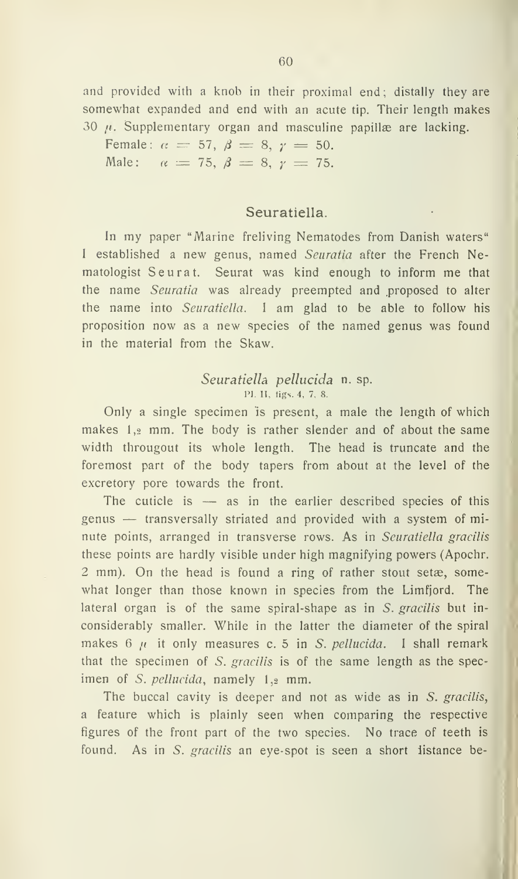and provided with a knob in their proximal end; distally they are somewhat expanded and end with an acute tip. Their length makes 30 $\mu$. Supplementary organ and masculine papillæ are lacking.

Female: $\alpha = 57$, $\beta = 8$, $\gamma = 50$.
Male: $\alpha = 75$, $\beta = 8$, $\gamma = 75$.

## Seuratiella.

In my paper "Marine freliving Nematodes from Danish waters" I established a new genus, named *Seuratia* after the French Nematologist Seurat. Seurat was kind enough to inform me that the name *Seuratia* was already preempted and proposed to alter the name into *Seuratiella*. I am glad to be able to follow his proposition now as a new species of the named genus was found in the material from the Skaw.

### *Seuratiella pellucida* n. sp.

Pl. II, figs. 4, 7, 8.

Only a single specimen is present, a male the length of which makes 1,2 mm. The body is rather slender and of about the same width througout its whole length. The head is truncate and the foremost part of the body tapers from about at the level of the excretory pore towards the front.

The cuticle is — as in the earlier described species of this genus — transversally striated and provided with a system of minute points, arranged in transverse rows. As in *Seuratiella gracilis* these points are hardly visible under high magnifying powers (Apochr. 2 mm). On the head is found a ring of rather stout setæ, somewhat longer than those known in species from the Limfjord. The lateral organ is of the same spiral-shape as in *S. gracilis* but inconsiderably smaller. While in the latter the diameter of the spiral makes 6 $\mu$ it only measures c. 5 in *S. pellucida*. I shall remark that the specimen of *S. gracilis* is of the same length as the specimen of *S. pellucida*, namely 1,2 mm.

The buccal cavity is deeper and not as wide as in *S. gracilis*, a feature which is plainly seen when comparing the respective figures of the front part of the two species. No trace of teeth is found. As in *S. gracilis* an eye-spot is seen a short distance be-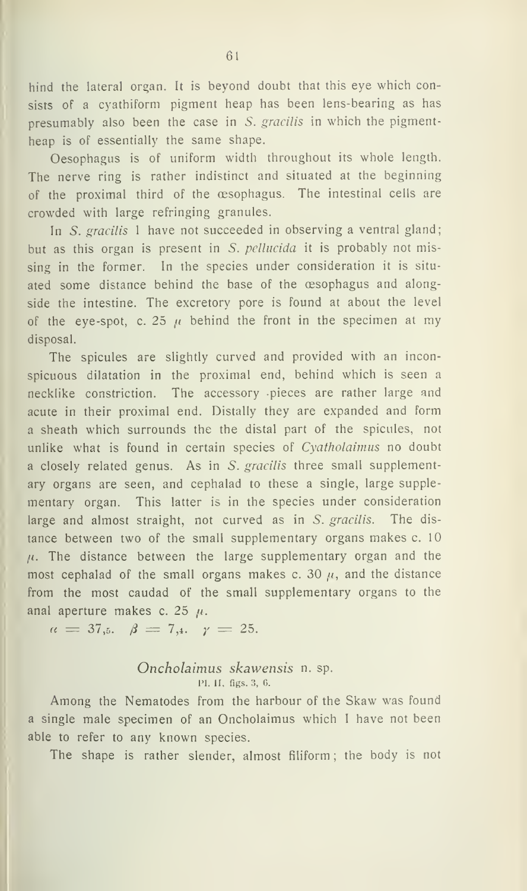hind the lateral organ. It is beyond doubt that this eye which consists of a cyathiform pigment heap has been lens-bearing as has presumably also been the case in *S. gracilis* in which the pigment-heap is of essentially the same shape.

Oesophagus is of uniform width throughout its whole length. The nerve ring is rather indistinct and situated at the beginning of the proximal third of the œsophagus. The intestinal cells are crowded with large refringing granules.

In *S. gracilis* I have not succeeded in observing a ventral gland; but as this organ is present in *S. pellucida* it is probably not missing in the former. In the species under consideration it is situated some distance behind the base of the œsophagus and alongside the intestine. The excretory pore is found at about the level of the eye-spot, c. 25 $\mu$ behind the front in the specimen at my disposal.

The spicules are slightly curved and provided with an inconspicuous dilatation in the proximal end, behind which is seen a necklike constriction. The accessory pieces are rather large and acute in their proximal end. Distally they are expanded and form a sheath which surrounds the the distal part of the spicules, not unlike what is found in certain species of *Cyatholaimus* no doubt a closely related genus. As in *S. gracilis* three small supplementary organs are seen, and cephalad to these a single, large supplementary organ. This latter is in the species under consideration large and almost straight, not curved as in *S. gracilis*. The distance between two of the small supplementary organs makes c. 10 $\mu$. The distance between the large supplementary organ and the most cephalad of the small organs makes c. 30 $\mu$, and the distance from the most caudad of the small supplementary organs to the anal aperture makes c. 25 $\mu$.

$\alpha = 37{,}5. \quad \beta = 7{,}4. \quad \gamma = 25.$

### *Oncholaimus skawensis* n. sp.

Pl. II, figs. 3, 6.

Among the Nematodes from the harbour of the Skaw was found a single male specimen of an Oncholaimus which I have not been able to refer to any known species.

The shape is rather slender, almost filiform; the body is not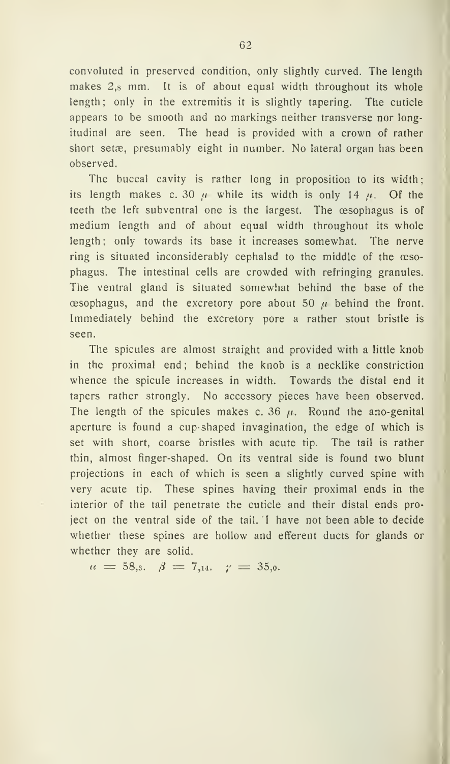convoluted in preserved condition, only slightly curved. The length makes 2,8 mm. It is of about equal width throughout its whole length; only in the extremitis it is slightly tapering. The cuticle appears to be smooth and no markings neither transverse nor longitudinal are seen. The head is provided with a crown of rather short setæ, presumably eight in number. No lateral organ has been observed.

The buccal cavity is rather long in proposition to its width; its length makes c. 30 $\mu$ while its width is only 14 $\mu$. Of the teeth the left subventral one is the largest. The œsophagus is of medium length and of about equal width throughout its whole length; only towards its base it increases somewhat. The nerve ring is situated inconsiderably cephalad to the middle of the œsophagus. The intestinal cells are crowded with refringing granules. The ventral gland is situated somewhat behind the base of the œsophagus, and the excretory pore about 50 $\mu$ behind the front. Immediately behind the excretory pore a rather stout bristle is seen.

The spicules are almost straight and provided with a little knob in the proximal end; behind the knob is a necklike constriction whence the spicule increases in width. Towards the distal end it tapers rather strongly. No accessory pieces have been observed. The length of the spicules makes c. 36 $\mu$. Round the ano-genital aperture is found a cup-shaped invagination, the edge of which is set with short, coarse bristles with acute tip. The tail is rather thin, almost finger-shaped. On its ventral side is found two blunt projections in each of which is seen a slightly curved spine with very acute tip. These spines having their proximal ends in the interior of the tail penetrate the cuticle and their distal ends project on the ventral side of the tail. I have not been able to decide whether these spines are hollow and efferent ducts for glands or whether they are solid.

$\alpha = 58{,}3. \quad \beta = 7{,}14. \quad \gamma = 35{,}0.$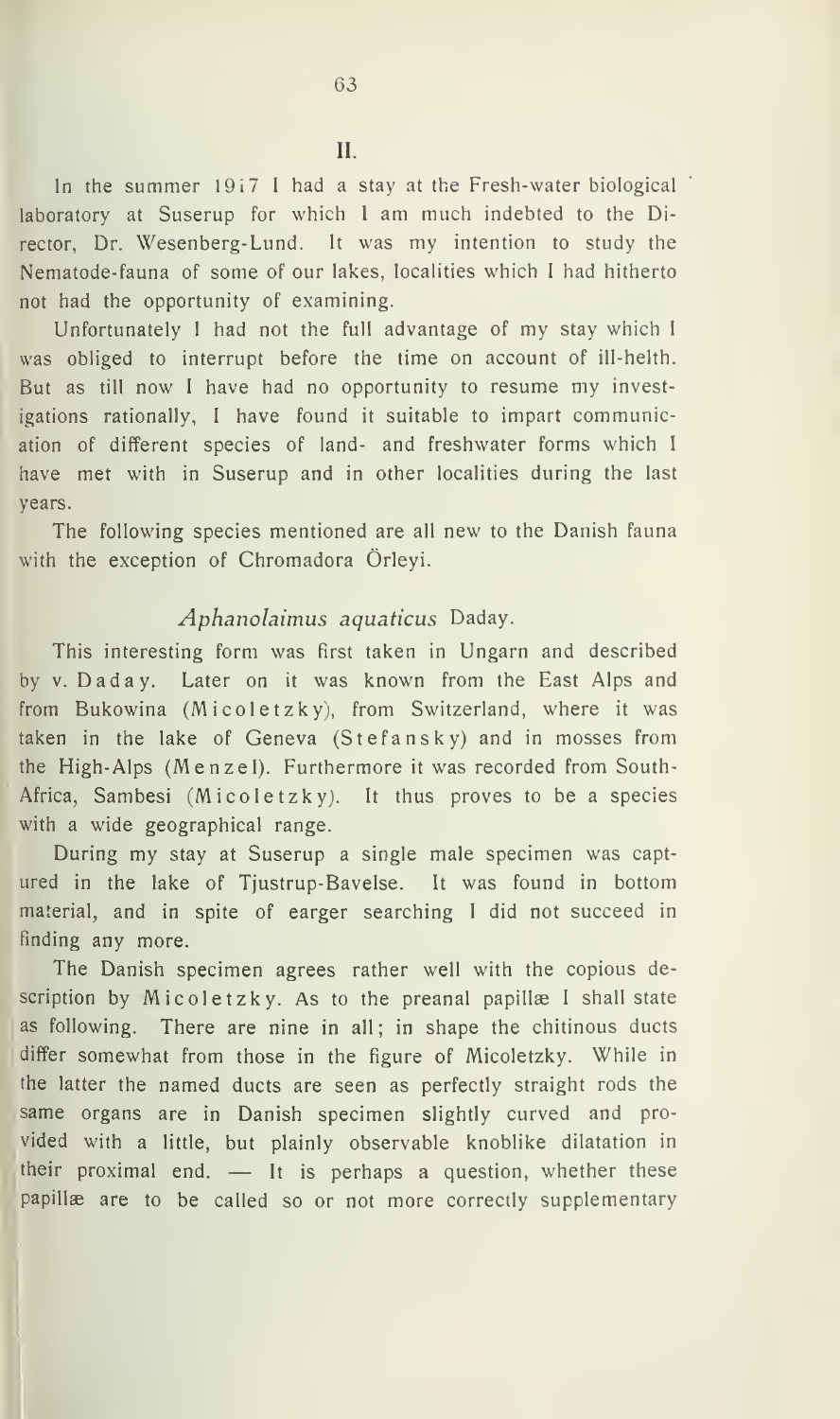## II.

In the summer 1917 I had a stay at the Fresh-water biological laboratory at Suserup for which I am much indebted to the Director, Dr. Wesenberg-Lund. It was my intention to study the Nematode-fauna of some of our lakes, localities which I had hitherto not had the opportunity of examining.

Unfortunately I had not the full advantage of my stay which I was obliged to interrupt before the time on account of ill-helth. But as till now I have had no opportunity to resume my investigations rationally, I have found it suitable to impart communication of different species of land- and freshwater forms which I have met with in Suserup and in other localities during the last years.

The following species mentioned are all new to the Danish fauna with the exception of Chromadora Örleyi.

### *Aphanolaimus aquaticus* Daday.

This interesting form was first taken in Ungarn and described by v. Daday. Later on it was known from the East Alps and from Bukowina (Micoletzky), from Switzerland, where it was taken in the lake of Geneva (Stefansky) and in mosses from the High-Alps (Menzel). Furthermore it was recorded from South-Africa, Sambesi (Micoletzky). It thus proves to be a species with a wide geographical range.

During my stay at Suserup a single male specimen was captured in the lake of Tjustrup-Bavelse. It was found in bottom material, and in spite of earger searching I did not succeed in finding any more.

The Danish specimen agrees rather well with the copious description by Micoletzky. As to the preanal papillæ I shall state as following. There are nine in all; in shape the chitinous ducts differ somewhat from those in the figure of Micoletzky. While in the latter the named ducts are seen as perfectly straight rods the same organs are in Danish specimen slightly curved and provided with a little, but plainly observable knoblike dilatation in their proximal end. — It is perhaps a question, whether these papillæ are to be called so or not more correctly supplementary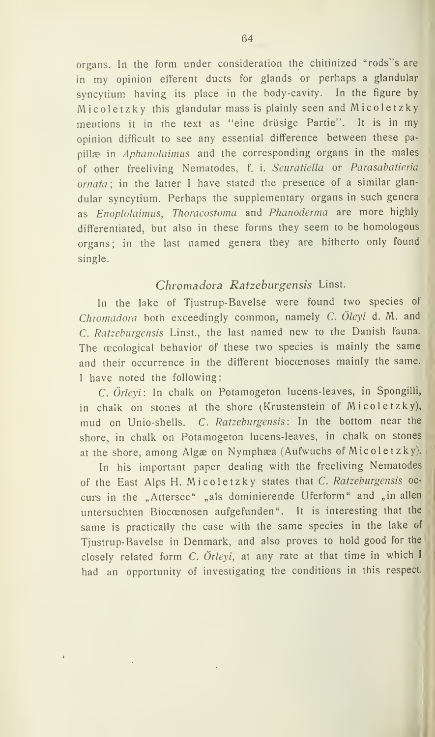organs. In the form under consideration the chitinized "rods"'s are in my opinion efferent ducts for glands or perhaps a glandular syncytium having its place in the body-cavity. In the figure by Micoletzky this glandular mass is plainly seen and Micoletzky mentions it in the text as "eine drüsige Partie". It is in my opinion difficult to see any essential difference between these papillæ in *Aphanolaimus* and the corresponding organs in the males of other freeliving Nematodes, f. i. *Seuratiella* or *Parasabatieria ornata*; in the latter I have stated the presence of a similar glandular syncytium. Perhaps the supplementary organs in such genera as *Enoplolaimus, Thoracostoma* and *Phanoderma* are more highly differentiated, but also in these forms they seem to be homologous organs; in the last named genera they are hitherto only found single.

## *Chromadora Ratzeburgensis* Linst.

In the lake of Tjustrup-Bavelse were found two species of *Chromadora* both exceedingly common, namely *C. Öleyi* d. M. and *C. Ratzeburgensis* Linst., the last named new to the Danish fauna. The œcological behavior of these two species is mainly the same and their occurrence in the different biocœnoses mainly the same. I have noted the following:

*C. Örleyi*: In chalk on Potamogeton lucens-leaves, in Spongilli, in chalk on stones at the shore (Krustenstein of Micoletzky), mud on Unio-shells. *C. Ratzeburgensis*: In the bottom near the shore, in chalk on Potamogeton lucens-leaves, in chalk on stones at the shore, among Algæ on Nymphæa (Aufwuchs of Micoletzky).

In his important paper dealing with the freeliving Nematodes of the East Alps H. Micoletzky states that *C. Ratzeburgensis* occurs in the „Attersee" „als dominierende Uferform" and „in allen untersuchten Biocœnosen aufgefunden". It is interesting that the same is practically the case with the same species in the lake of Tjustrup-Bavelse in Denmark, and also proves to hold good for the closely related form *C. Örleyi*, at any rate at that time in which I had an opportunity of investigating the conditions in this respect.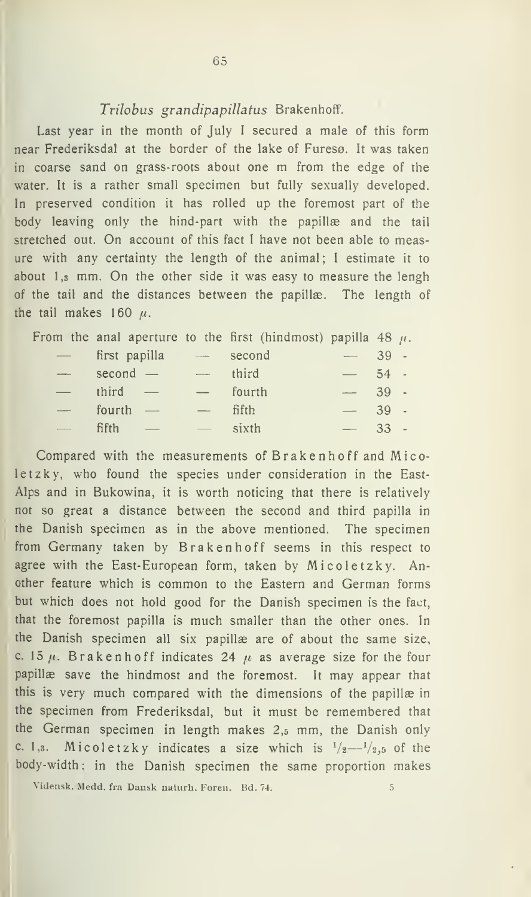### *Trilobus grandipapillatus* Brakenhoff.

Last year in the month of July I secured a male of this form near Frederiksdal at the border of the lake of Furesø. It was taken in coarse sand on grass-roots about one m from the edge of the water. It is a rather small specimen but fully sexually developed. In preserved condition it has rolled up the foremost part of the body leaving only the hind-part with the papillæ and the tail stretched out. On account of this fact I have not been able to measure with any certainty the length of the animal; I estimate it to about 1,3 mm. On the other side it was easy to measure the lengh of the tail and the distances between the papillæ. The length of the tail makes 160 μ.

| | | | | |
|---|---|---|---|---|
| From the anal aperture | to the | first (hindmost) papilla | | 48 μ. |
| — first papilla | — | second | — | 39 - |
| — second — | — | third | — | 54 - |
| — third — | — | fourth | — | 39 - |
| — fourth — | — | fifth | — | 39 - |
| — fifth — | — | sixth | — | 33 - |

Compared with the measurements of Brakenhoff and Micoletzky, who found the species under consideration in the East-Alps and in Bukowina, it is worth noticing that there is relatively not so great a distance between the second and third papilla in the Danish specimen as in the above mentioned. The specimen from Germany taken by Brakenhoff seems in this respect to agree with the East-European form, taken by Micoletzky. Another feature which is common to the Eastern and German forms but which does not hold good for the Danish specimen is the fact, that the foremost papilla is much smaller than the other ones. In the Danish specimen all six papillæ are of about the same size, c. 15 μ. Brakenhoff indicates 24 μ as average size for the four papillæ save the hindmost and the foremost. It may appear that this is very much compared with the dimensions of the papillæ in the specimen from Frederiksdal, but it must be remembered that the German specimen in length makes 2,5 mm, the Danish only c. 1,3. Micoletzky indicates a size which is $^1/_2$—$^1/_{2,5}$ of the body-width; in the Danish specimen the same proportion makes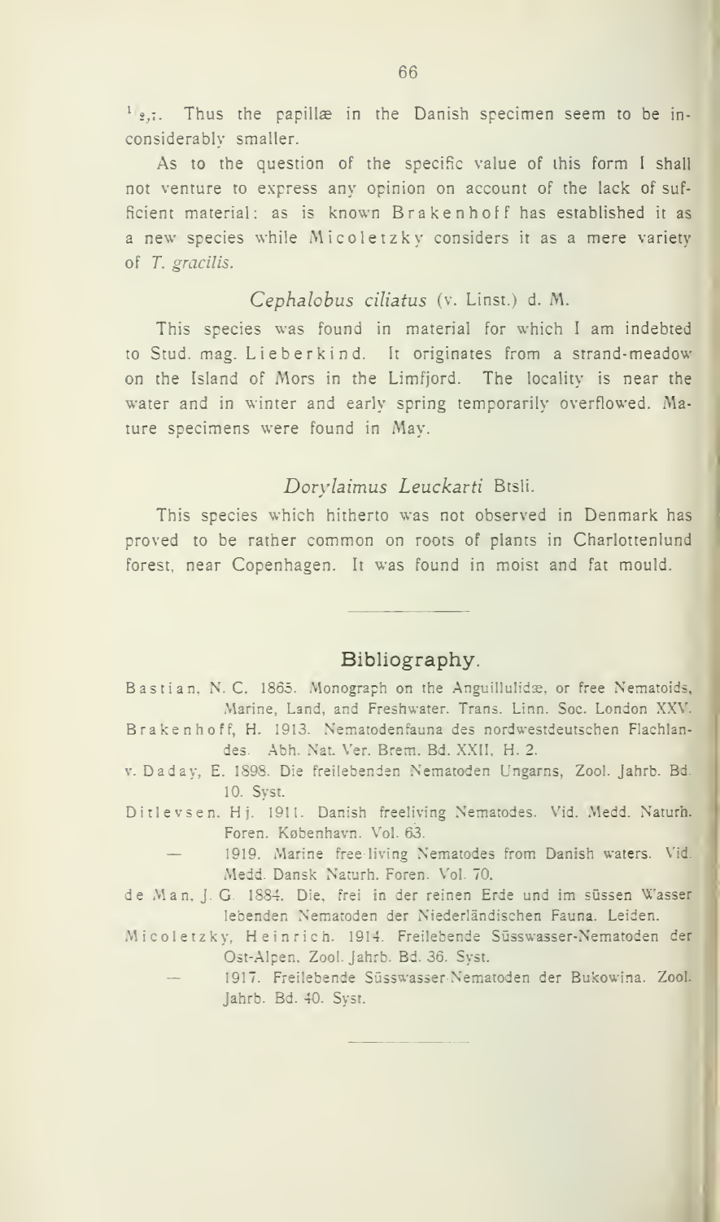$^{1}{}_{2,7}$. Thus the papillæ in the Danish specimen seem to be inconsiderably smaller.

As to the question of the specific value of this form I shall not venture to express any opinion on account of the lack of sufficient material: as is known Brakenhoff has established it as a new species while Micoletzky considers it as a mere variety of *T. gracilis*.

### *Cephalobus ciliatus* (v. Linst.) d. M.

This species was found in material for which I am indebted to Stud. mag. Lieberkind. It originates from a strand-meadow on the Island of Mors in the Limfjord. The locality is near the water and in winter and early spring temporarily overflowed. Mature specimens were found in May.

### *Dorylaimus Leuckarti* Btsli.

This species which hitherto was not observed in Denmark has proved to be rather common on roots of plants in Charlottenlund forest, near Copenhagen. It was found in moist and fat mould.

---

## Bibliography.

Bastian, N. C. 1865. Monograph on the Anguillulidæ, or free Nematoids, Marine, Land, and Freshwater. Trans. Linn. Soc. London XXV.

Brakenhoff, H. 1913. Nematodenfauna des nordwestdeutschen Flachlandes. Abh. Nat. Ver. Brem. Bd. XXII, H. 2.

v. Daday, E. 1898. Die freilebenden Nematoden Ungarns, Zool. Jahrb. Bd. 10. Syst.

Ditlevsen, Hj. 1911. Danish freeliving Nematodes. Vid. Medd. Naturh. Foren. København. Vol. 63.

— 1919. Marine free-living Nematodes from Danish waters. Vid. Medd. Dansk Naturh. Foren. Vol. 70.

de Man, J. G. 1884. Die, frei in der reinen Erde und im süssen Wasser lebenden Nematoden der Niederländischen Fauna. Leiden.

Micoletzky, Heinrich. 1914. Freilebende Süsswasser-Nematoden der Ost-Alpen. Zool. Jahrb. Bd. 36. Syst.

— 1917. Freilebende Süsswasser-Nematoden der Bukowina. Zool. Jahrb. Bd. 40. Syst.

---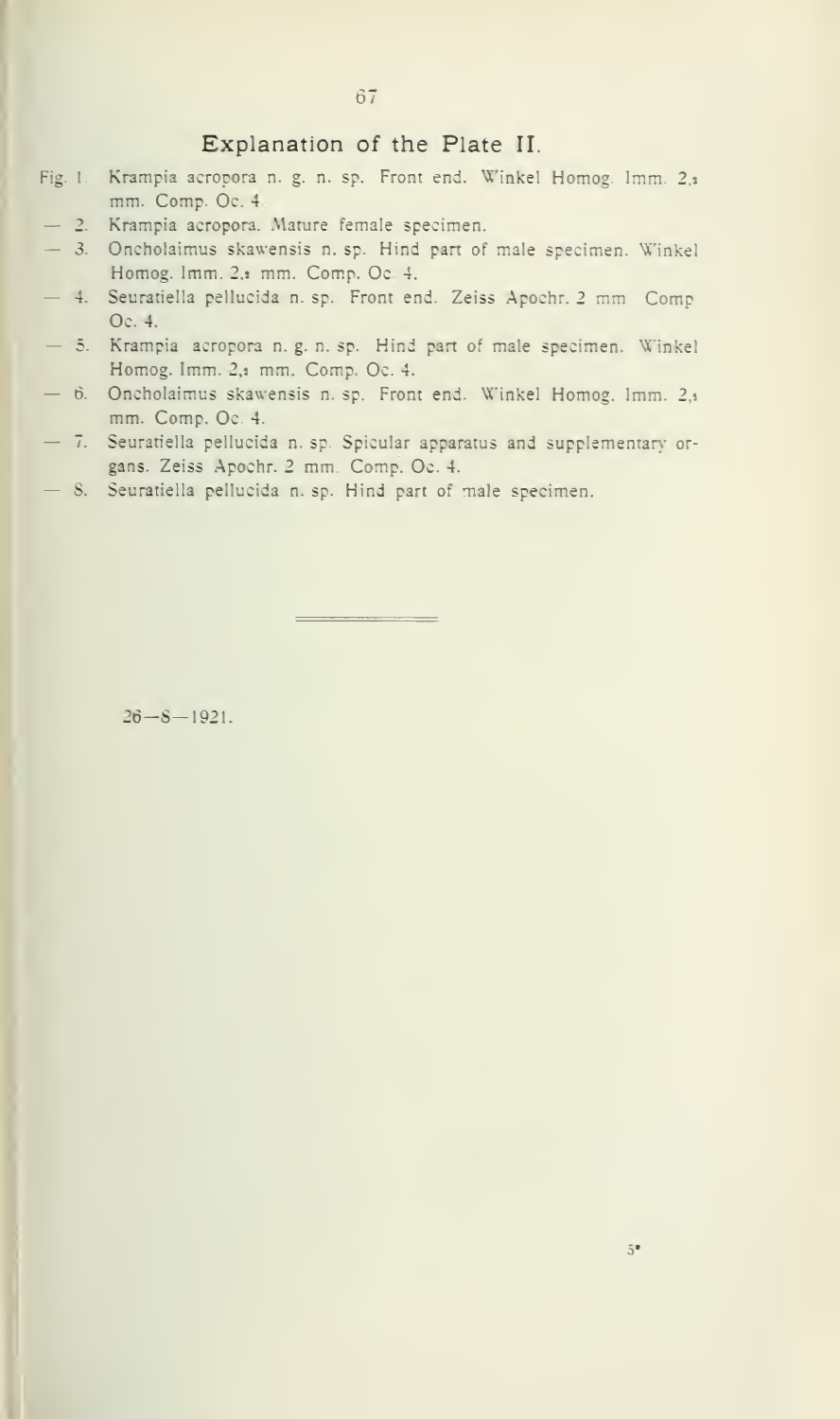## Explanation of the Plate II.

Fig. 1. Krampia acropora n. g. n. sp. Front end. Winkel Homog. Imm. 2,3 mm. Comp. Oc. 4.

— 2. Krampia acropora. Mature female specimen.

— 3. Oncholaimus skawensis n. sp. Hind part of male specimen. Winkel Homog. Imm. 2,3 mm. Comp. Oc. 4.

— 4. Seuratiella pellucida n. sp. Front end. Zeiss Apochr. 2 mm Comp Oc. 4.

— 5. Krampia acropora n. g. n. sp. Hind part of male specimen. Winkel Homog. Imm. 2,3 mm. Comp. Oc. 4.

— 6. Oncholaimus skawensis n. sp. Front end. Winkel Homog. Imm. 2,3 mm. Comp. Oc. 4.

— 7. Seuratiella pellucida n. sp. Spicular apparatus and supplementary organs. Zeiss Apochr. 2 mm. Comp. Oc. 4.

— 8. Seuratiella pellucida n. sp. Hind part of male specimen.

---

26—8—1921.